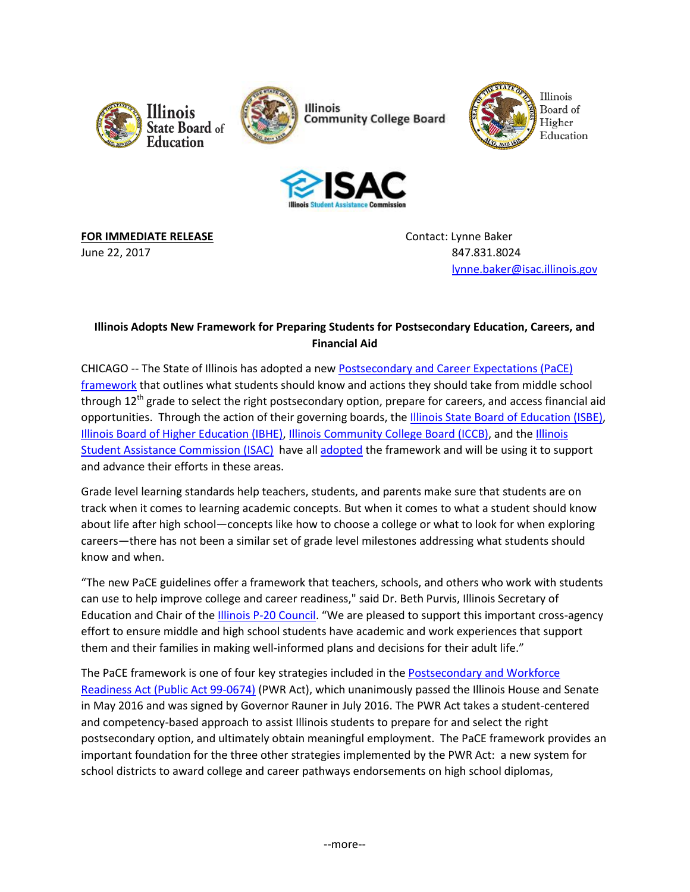Illinois State Board of Education | Illinois Community College Board | Illinois Board of Higher Education

ISAC Illinois Student Assistance Commission

**FOR IMMEDIATE RELEASE**
June 22, 2017

Contact: Lynne Baker
847.831.8024
lynne.baker@isac.illinois.gov

**Illinois Adopts New Framework for Preparing Students for Postsecondary Education, Careers, and Financial Aid**

CHICAGO -- The State of Illinois has adopted a new Postsecondary and Career Expectations (PaCE) framework that outlines what students should know and actions they should take from middle school through 12th grade to select the right postsecondary option, prepare for careers, and access financial aid opportunities. Through the action of their governing boards, the Illinois State Board of Education (ISBE), Illinois Board of Higher Education (IBHE), Illinois Community College Board (ICCB), and the Illinois Student Assistance Commission (ISAC) have all adopted the framework and will be using it to support and advance their efforts in these areas.

Grade level learning standards help teachers, students, and parents make sure that students are on track when it comes to learning academic concepts. But when it comes to what a student should know about life after high school—concepts like how to choose a college or what to look for when exploring careers—there has not been a similar set of grade level milestones addressing what students should know and when.

"The new PaCE guidelines offer a framework that teachers, schools, and others who work with students can use to help improve college and career readiness," said Dr. Beth Purvis, Illinois Secretary of Education and Chair of the Illinois P-20 Council. "We are pleased to support this important cross-agency effort to ensure middle and high school students have academic and work experiences that support them and their families in making well-informed plans and decisions for their adult life."

The PaCE framework is one of four key strategies included in the Postsecondary and Workforce Readiness Act (Public Act 99-0674) (PWR Act), which unanimously passed the Illinois House and Senate in May 2016 and was signed by Governor Rauner in July 2016. The PWR Act takes a student-centered and competency-based approach to assist Illinois students to prepare for and select the right postsecondary option, and ultimately obtain meaningful employment. The PaCE framework provides an important foundation for the three other strategies implemented by the PWR Act: a new system for school districts to award college and career pathways endorsements on high school diplomas,

--more--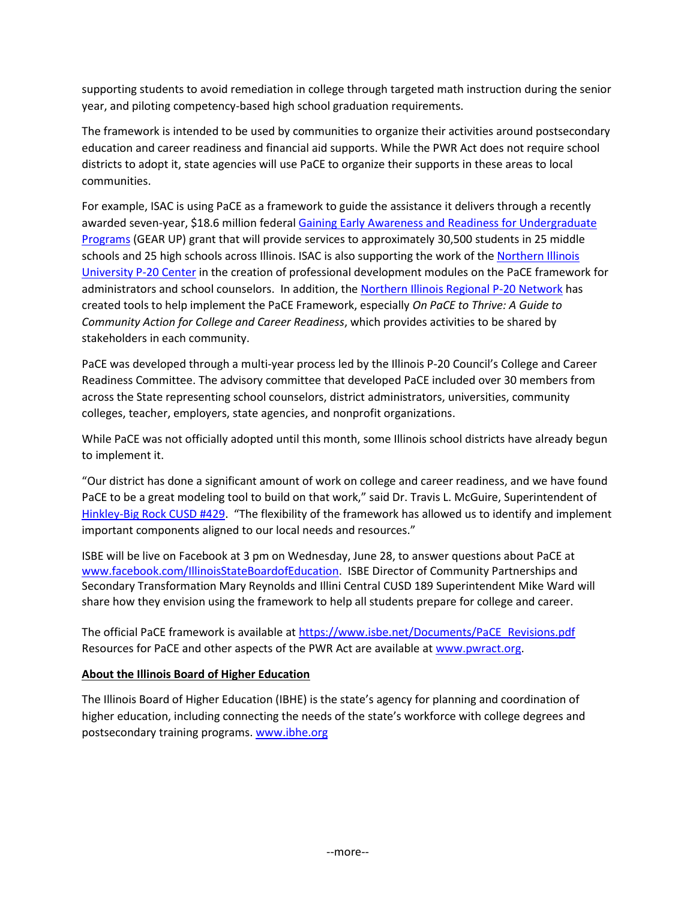supporting students to avoid remediation in college through targeted math instruction during the senior year, and piloting competency-based high school graduation requirements.

The framework is intended to be used by communities to organize their activities around postsecondary education and career readiness and financial aid supports. While the PWR Act does not require school districts to adopt it, state agencies will use PaCE to organize their supports in these areas to local communities.

For example, ISAC is using PaCE as a framework to guide the assistance it delivers through a recently awarded seven-year, $18.6 million federal Gaining Early Awareness and Readiness for Undergraduate Programs (GEAR UP) grant that will provide services to approximately 30,500 students in 25 middle schools and 25 high schools across Illinois. ISAC is also supporting the work of the Northern Illinois University P-20 Center in the creation of professional development modules on the PaCE framework for administrators and school counselors. In addition, the Northern Illinois Regional P-20 Network has created tools to help implement the PaCE Framework, especially *On PaCE to Thrive: A Guide to Community Action for College and Career Readiness*, which provides activities to be shared by stakeholders in each community.

PaCE was developed through a multi-year process led by the Illinois P-20 Council's College and Career Readiness Committee. The advisory committee that developed PaCE included over 30 members from across the State representing school counselors, district administrators, universities, community colleges, teacher, employers, state agencies, and nonprofit organizations.

While PaCE was not officially adopted until this month, some Illinois school districts have already begun to implement it.

"Our district has done a significant amount of work on college and career readiness, and we have found PaCE to be a great modeling tool to build on that work," said Dr. Travis L. McGuire, Superintendent of Hinkley-Big Rock CUSD #429. "The flexibility of the framework has allowed us to identify and implement important components aligned to our local needs and resources."

ISBE will be live on Facebook at 3 pm on Wednesday, June 28, to answer questions about PaCE at www.facebook.com/IllinoisStateBoardofEducation. ISBE Director of Community Partnerships and Secondary Transformation Mary Reynolds and Illini Central CUSD 189 Superintendent Mike Ward will share how they envision using the framework to help all students prepare for college and career.

The official PaCE framework is available at https://www.isbe.net/Documents/PaCE_Revisions.pdf Resources for PaCE and other aspects of the PWR Act are available at www.pwract.org.

**About the Illinois Board of Higher Education**

The Illinois Board of Higher Education (IBHE) is the state's agency for planning and coordination of higher education, including connecting the needs of the state's workforce with college degrees and postsecondary training programs. www.ibhe.org

--more--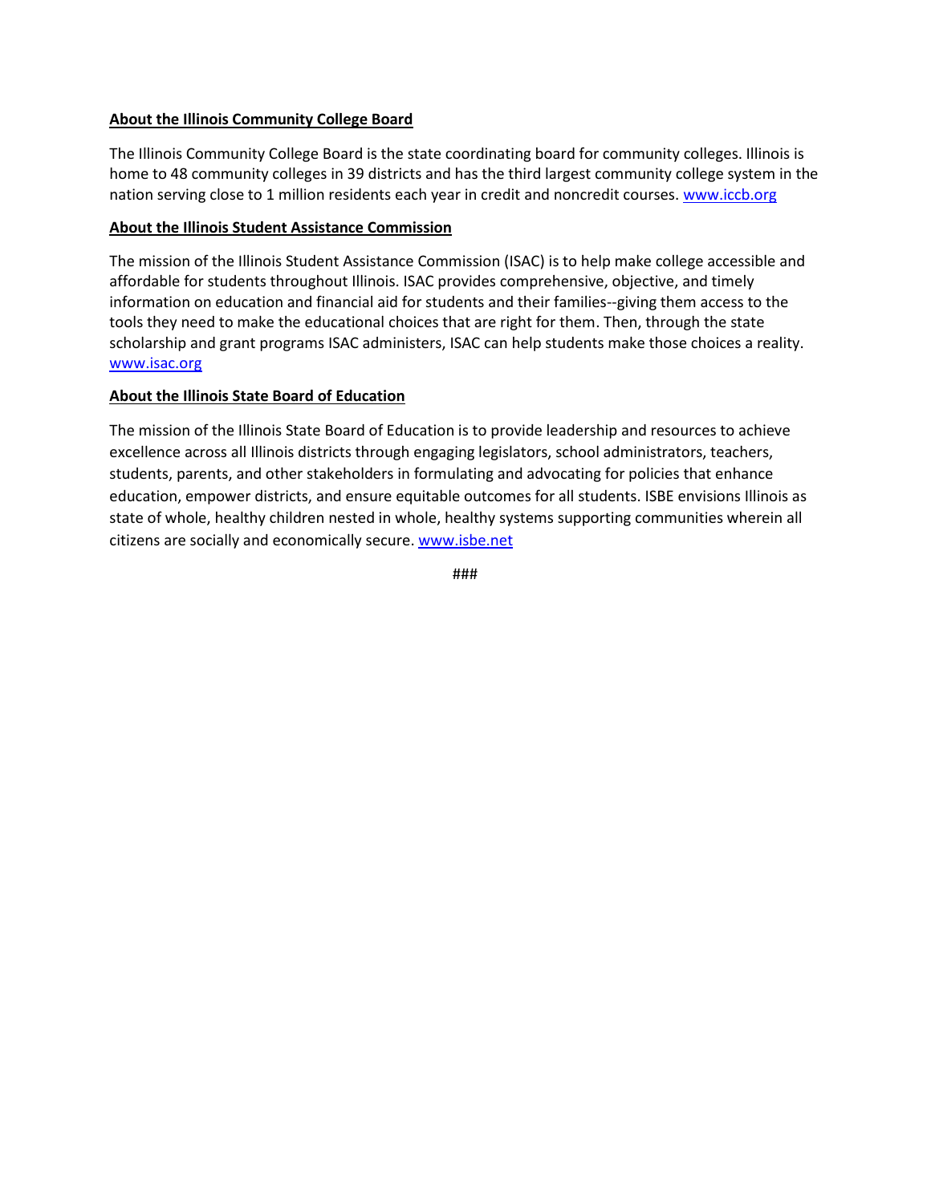**About the Illinois Community College Board**

The Illinois Community College Board is the state coordinating board for community colleges. Illinois is home to 48 community colleges in 39 districts and has the third largest community college system in the nation serving close to 1 million residents each year in credit and noncredit courses. www.iccb.org

**About the Illinois Student Assistance Commission**

The mission of the Illinois Student Assistance Commission (ISAC) is to help make college accessible and affordable for students throughout Illinois. ISAC provides comprehensive, objective, and timely information on education and financial aid for students and their families--giving them access to the tools they need to make the educational choices that are right for them. Then, through the state scholarship and grant programs ISAC administers, ISAC can help students make those choices a reality. www.isac.org

**About the Illinois State Board of Education**

The mission of the Illinois State Board of Education is to provide leadership and resources to achieve excellence across all Illinois districts through engaging legislators, school administrators, teachers, students, parents, and other stakeholders in formulating and advocating for policies that enhance education, empower districts, and ensure equitable outcomes for all students. ISBE envisions Illinois as state of whole, healthy children nested in whole, healthy systems supporting communities wherein all citizens are socially and economically secure. www.isbe.net

###